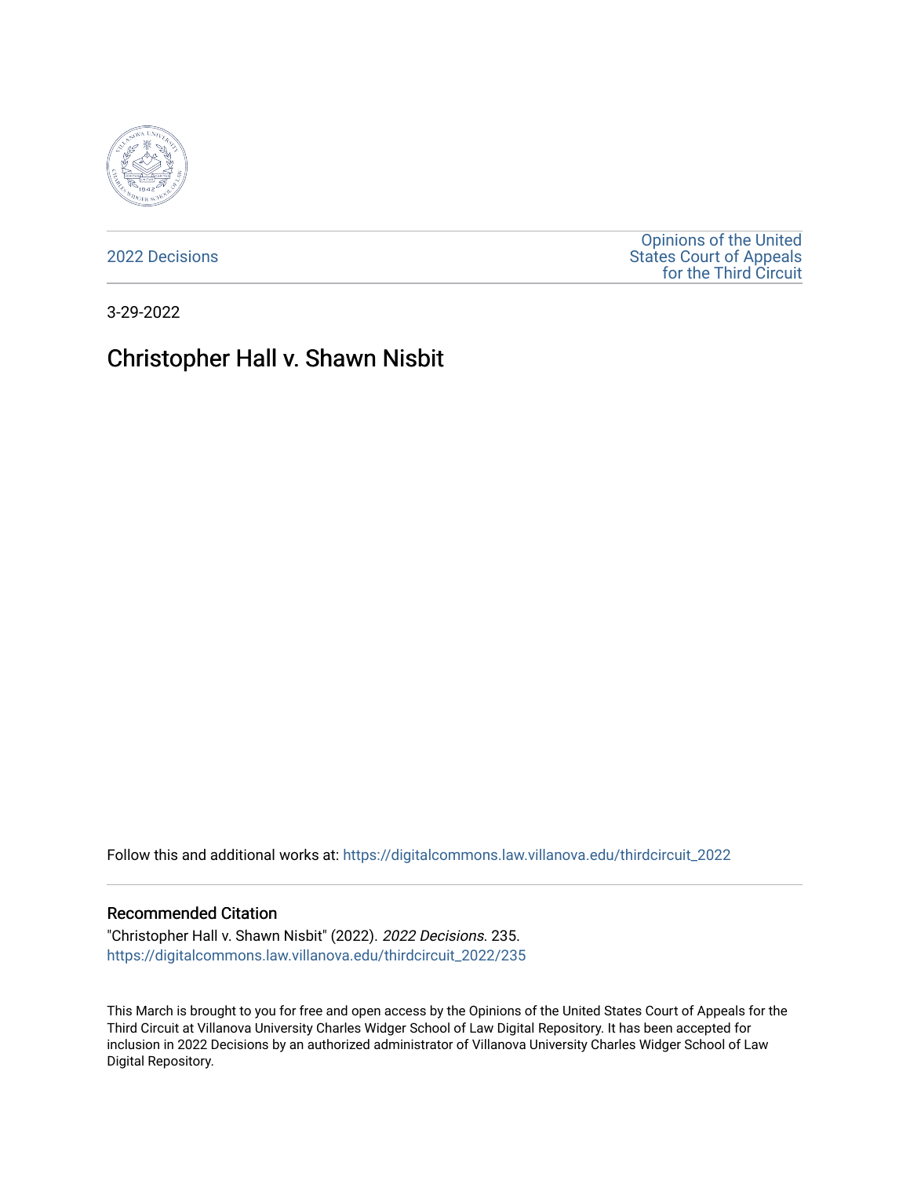2022 Decisions

Opinions of the United States Court of Appeals for the Third Circuit

3-29-2022

# Christopher Hall v. Shawn Nisbit

Follow this and additional works at: https://digitalcommons.law.villanova.edu/thirdcircuit_2022

## Recommended Citation

"Christopher Hall v. Shawn Nisbit" (2022). *2022 Decisions*. 235.
https://digitalcommons.law.villanova.edu/thirdcircuit_2022/235

This March is brought to you for free and open access by the Opinions of the United States Court of Appeals for the Third Circuit at Villanova University Charles Widger School of Law Digital Repository. It has been accepted for inclusion in 2022 Decisions by an authorized administrator of Villanova University Charles Widger School of Law Digital Repository.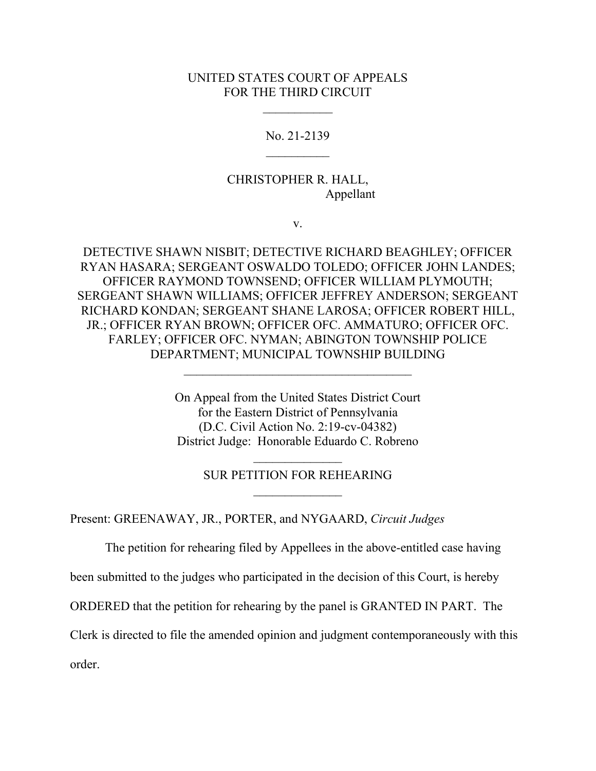UNITED STATES COURT OF APPEALS
FOR THE THIRD CIRCUIT

\_\_\_\_\_\_\_\_\_\_\_

No. 21-2139

\_\_\_\_\_\_\_\_\_\_

CHRISTOPHER R. HALL,
Appellant

v.

DETECTIVE SHAWN NISBIT; DETECTIVE RICHARD BEAGHLEY; OFFICER RYAN HASARA; SERGEANT OSWALDO TOLEDO; OFFICER JOHN LANDES; OFFICER RAYMOND TOWNSEND; OFFICER WILLIAM PLYMOUTH; SERGEANT SHAWN WILLIAMS; OFFICER JEFFREY ANDERSON; SERGEANT RICHARD KONDAN; SERGEANT SHANE LAROSA; OFFICER ROBERT HILL, JR.; OFFICER RYAN BROWN; OFFICER OFC. AMMATURO; OFFICER OFC. FARLEY; OFFICER OFC. NYMAN; ABINGTON TOWNSHIP POLICE DEPARTMENT; MUNICIPAL TOWNSHIP BUILDING

\_\_\_\_\_\_\_\_\_\_\_\_\_\_\_\_\_\_\_\_\_\_\_\_\_\_\_\_\_\_\_\_\_\_\_\_\_\_

On Appeal from the United States District Court
for the Eastern District of Pennsylvania
(D.C. Civil Action No. 2:19-cv-04382)
District Judge: Honorable Eduardo C. Robreno

\_\_\_\_\_\_\_\_\_\_\_\_\_\_

SUR PETITION FOR REHEARING

\_\_\_\_\_\_\_\_\_\_\_\_\_\_

Present: GREENAWAY, JR., PORTER, and NYGAARD, *Circuit Judges*

The petition for rehearing filed by Appellees in the above-entitled case having been submitted to the judges who participated in the decision of this Court, is hereby ORDERED that the petition for rehearing by the panel is GRANTED IN PART. The Clerk is directed to file the amended opinion and judgment contemporaneously with this order.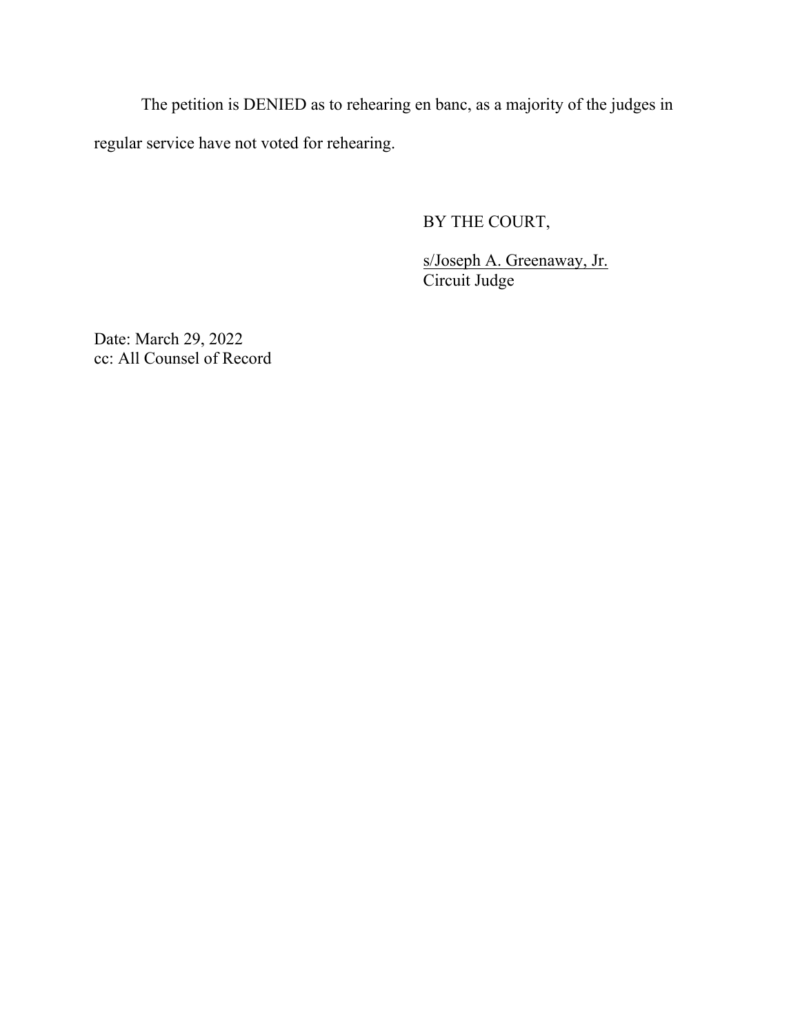The petition is DENIED as to rehearing en banc, as a majority of the judges in regular service have not voted for rehearing.

BY THE COURT,

s/Joseph A. Greenaway, Jr.
Circuit Judge

Date: March 29, 2022
cc: All Counsel of Record